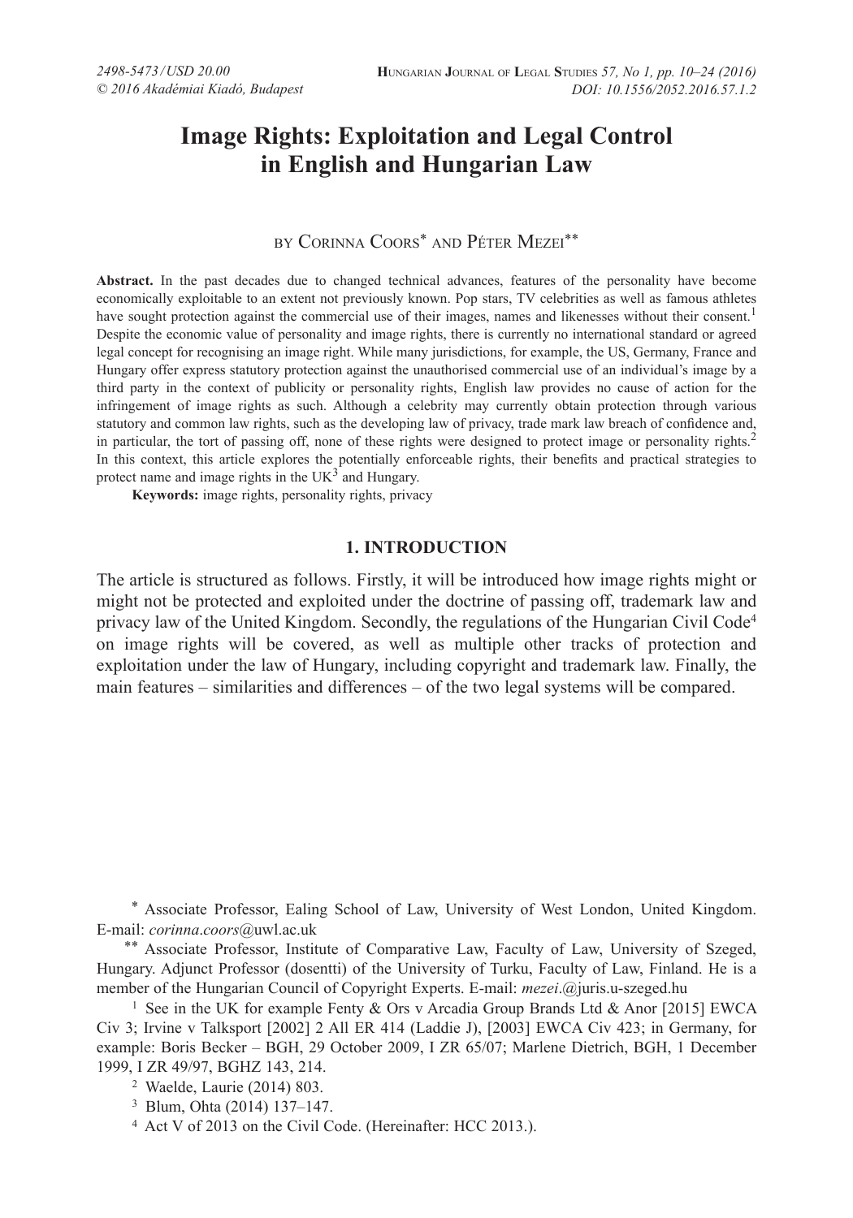# Image Rights: Exploitation and Legal Control in English and Hungarian Law

by Corinna Coors* and Péter Mezei**

**Abstract.** In the past decades due to changed technical advances, features of the personality have become economically exploitable to an extent not previously known. Pop stars, TV celebrities as well as famous athletes have sought protection against the commercial use of their images, names and likenesses without their consent.[1] Despite the economic value of personality and image rights, there is currently no international standard or agreed legal concept for recognising an image right. While many jurisdictions, for example, the US, Germany, France and Hungary offer express statutory protection against the unauthorised commercial use of an individual's image by a third party in the context of publicity or personality rights, English law provides no cause of action for the infringement of image rights as such. Although a celebrity may currently obtain protection through various statutory and common law rights, such as the developing law of privacy, trade mark law breach of confidence and, in particular, the tort of passing off, none of these rights were designed to protect image or personality rights.[2] In this context, this article explores the potentially enforceable rights, their benefits and practical strategies to protect name and image rights in the UK[3] and Hungary.

**Keywords:** image rights, personality rights, privacy

## 1. INTRODUCTION

The article is structured as follows. Firstly, it will be introduced how image rights might or might not be protected and exploited under the doctrine of passing off, trademark law and privacy law of the United Kingdom. Secondly, the regulations of the Hungarian Civil Code[4] on image rights will be covered, as well as multiple other tracks of protection and exploitation under the law of Hungary, including copyright and trademark law. Finally, the main features – similarities and differences – of the two legal systems will be compared.

---

\* Associate Professor, Ealing School of Law, University of West London, United Kingdom. E-mail: *corinna.coors*@uwl.ac.uk

\*\* Associate Professor, Institute of Comparative Law, Faculty of Law, University of Szeged, Hungary. Adjunct Professor (dosentti) of the University of Turku, Faculty of Law, Finland. He is a member of the Hungarian Council of Copyright Experts. E-mail: *mezei*.@juris.u-szeged.hu

[1] See in the UK for example Fenty & Ors v Arcadia Group Brands Ltd & Anor [2015] EWCA Civ 3; Irvine v Talksport [2002] 2 All ER 414 (Laddie J), [2003] EWCA Civ 423; in Germany, for example: Boris Becker – BGH, 29 October 2009, I ZR 65/07; Marlene Dietrich, BGH, 1 December 1999, I ZR 49/97, BGHZ 143, 214.

[2] Waelde, Laurie (2014) 803.

[3] Blum, Ohta (2014) 137–147.

[4] Act V of 2013 on the Civil Code. (Hereinafter: HCC 2013.).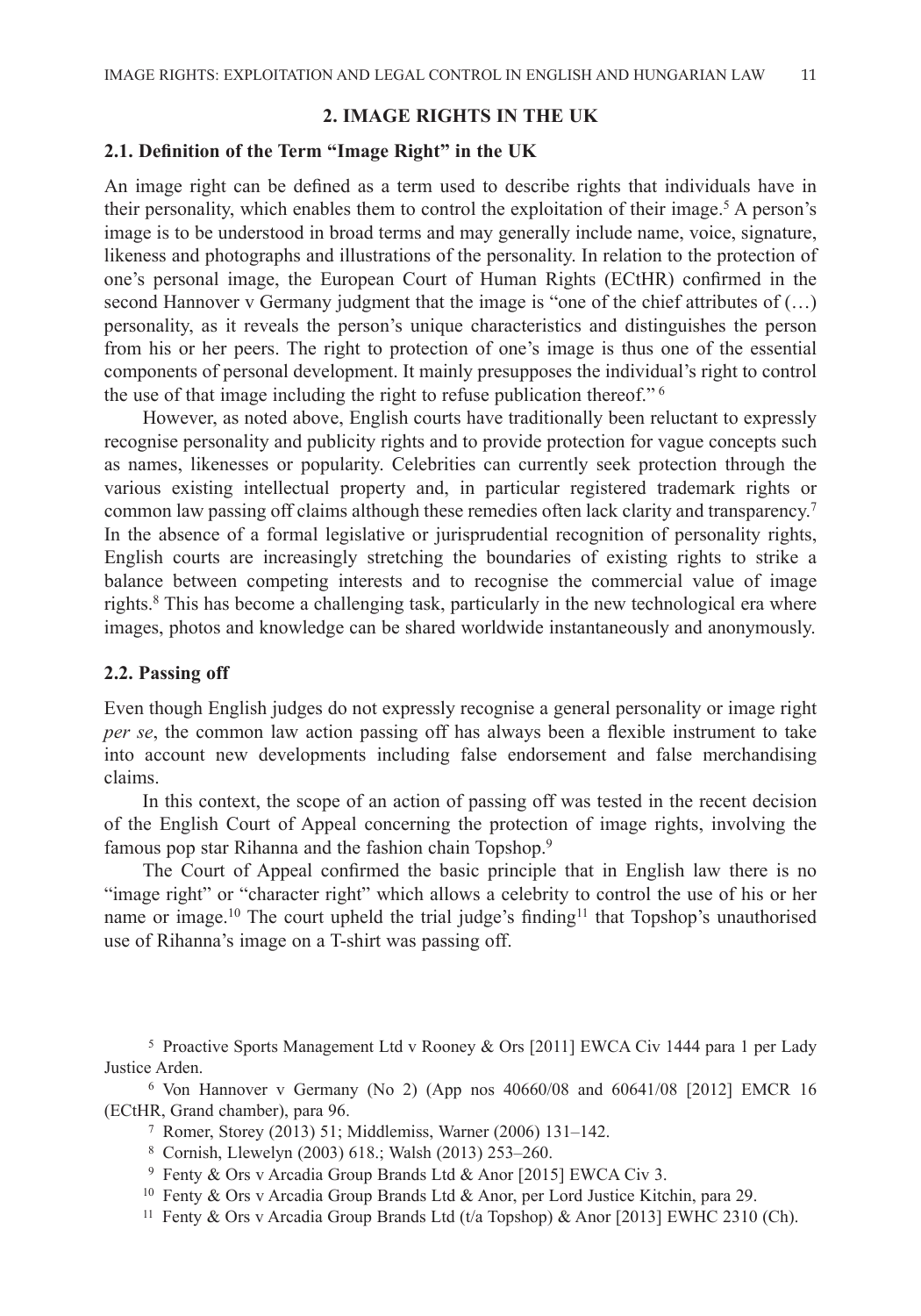## 2. IMAGE RIGHTS IN THE UK

### 2.1. Definition of the Term "Image Right" in the UK

An image right can be defined as a term used to describe rights that individuals have in their personality, which enables them to control the exploitation of their image.[5] A person's image is to be understood in broad terms and may generally include name, voice, signature, likeness and photographs and illustrations of the personality. In relation to the protection of one's personal image, the European Court of Human Rights (ECtHR) confirmed in the second Hannover v Germany judgment that the image is "one of the chief attributes of (…) personality, as it reveals the person's unique characteristics and distinguishes the person from his or her peers. The right to protection of one's image is thus one of the essential components of personal development. It mainly presupposes the individual's right to control the use of that image including the right to refuse publication thereof." [6]

However, as noted above, English courts have traditionally been reluctant to expressly recognise personality and publicity rights and to provide protection for vague concepts such as names, likenesses or popularity. Celebrities can currently seek protection through the various existing intellectual property and, in particular registered trademark rights or common law passing off claims although these remedies often lack clarity and transparency.[7] In the absence of a formal legislative or jurisprudential recognition of personality rights, English courts are increasingly stretching the boundaries of existing rights to strike a balance between competing interests and to recognise the commercial value of image rights.[8] This has become a challenging task, particularly in the new technological era where images, photos and knowledge can be shared worldwide instantaneously and anonymously.

### 2.2. Passing off

Even though English judges do not expressly recognise a general personality or image right *per se*, the common law action passing off has always been a flexible instrument to take into account new developments including false endorsement and false merchandising claims.

In this context, the scope of an action of passing off was tested in the recent decision of the English Court of Appeal concerning the protection of image rights, involving the famous pop star Rihanna and the fashion chain Topshop.[9]

The Court of Appeal confirmed the basic principle that in English law there is no "image right" or "character right" which allows a celebrity to control the use of his or her name or image.[10] The court upheld the trial judge's finding[11] that Topshop's unauthorised use of Rihanna's image on a T-shirt was passing off.

---

[5] Proactive Sports Management Ltd v Rooney & Ors [2011] EWCA Civ 1444 para 1 per Lady Justice Arden.

[6] Von Hannover v Germany (No 2) (App nos 40660/08 and 60641/08 [2012] EMCR 16 (ECtHR, Grand chamber), para 96.

[7] Romer, Storey (2013) 51; Middlemiss, Warner (2006) 131–142.

[8] Cornish, Llewelyn (2003) 618.; Walsh (2013) 253–260.

[9] Fenty & Ors v Arcadia Group Brands Ltd & Anor [2015] EWCA Civ 3.

[10] Fenty & Ors v Arcadia Group Brands Ltd & Anor, per Lord Justice Kitchin, para 29.

[11] Fenty & Ors v Arcadia Group Brands Ltd (t/a Topshop) & Anor [2013] EWHC 2310 (Ch).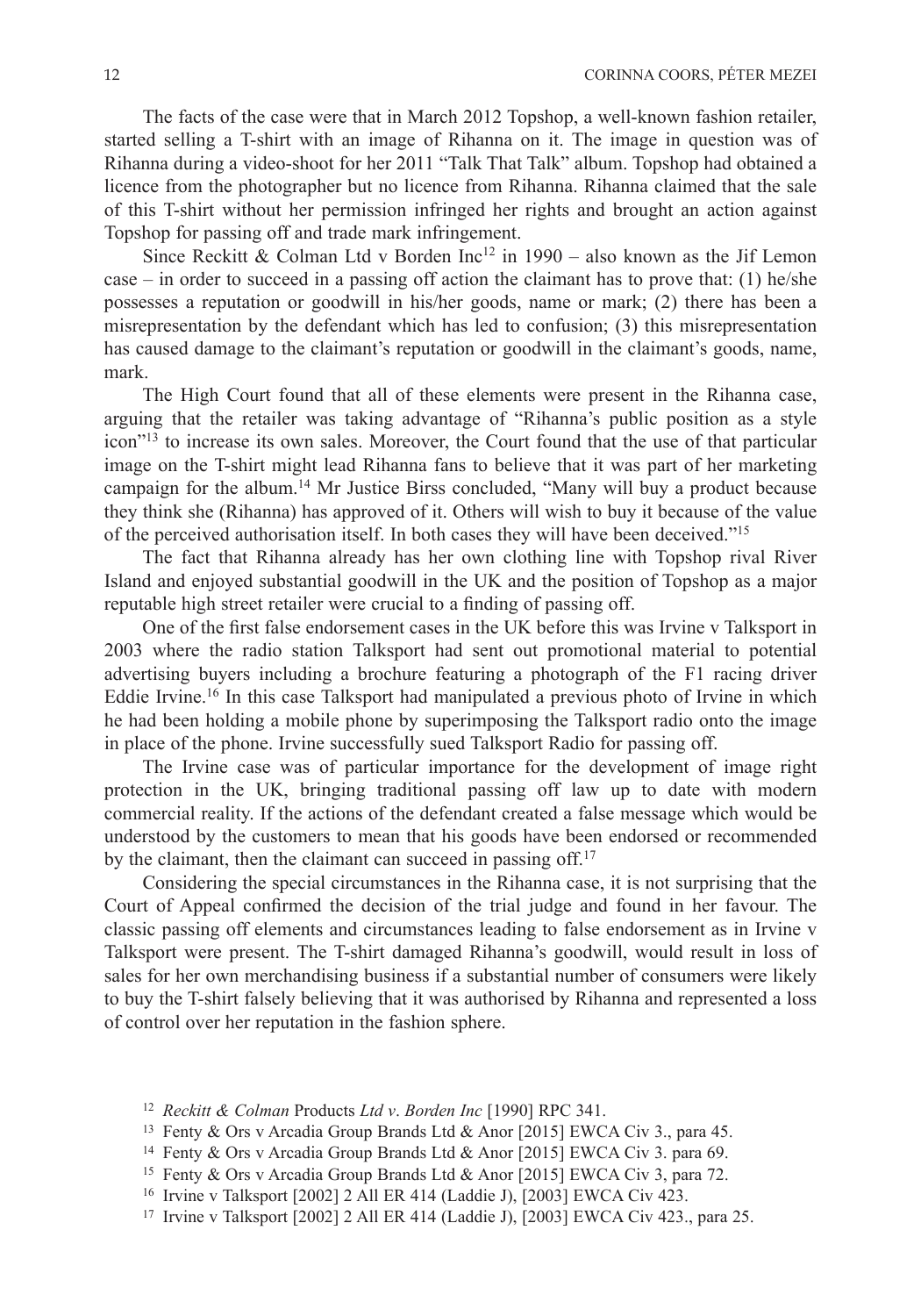The facts of the case were that in March 2012 Topshop, a well-known fashion retailer, started selling a T-shirt with an image of Rihanna on it. The image in question was of Rihanna during a video-shoot for her 2011 "Talk That Talk" album. Topshop had obtained a licence from the photographer but no licence from Rihanna. Rihanna claimed that the sale of this T-shirt without her permission infringed her rights and brought an action against Topshop for passing off and trade mark infringement.

Since Reckitt & Colman Ltd v Borden Inc[12] in 1990 – also known as the Jif Lemon case – in order to succeed in a passing off action the claimant has to prove that: (1) he/she possesses a reputation or goodwill in his/her goods, name or mark; (2) there has been a misrepresentation by the defendant which has led to confusion; (3) this misrepresentation has caused damage to the claimant's reputation or goodwill in the claimant's goods, name, mark.

The High Court found that all of these elements were present in the Rihanna case, arguing that the retailer was taking advantage of "Rihanna's public position as a style icon"[13] to increase its own sales. Moreover, the Court found that the use of that particular image on the T-shirt might lead Rihanna fans to believe that it was part of her marketing campaign for the album.[14] Mr Justice Birss concluded, "Many will buy a product because they think she (Rihanna) has approved of it. Others will wish to buy it because of the value of the perceived authorisation itself. In both cases they will have been deceived."[15]

The fact that Rihanna already has her own clothing line with Topshop rival River Island and enjoyed substantial goodwill in the UK and the position of Topshop as a major reputable high street retailer were crucial to a finding of passing off.

One of the first false endorsement cases in the UK before this was Irvine v Talksport in 2003 where the radio station Talksport had sent out promotional material to potential advertising buyers including a brochure featuring a photograph of the F1 racing driver Eddie Irvine.[16] In this case Talksport had manipulated a previous photo of Irvine in which he had been holding a mobile phone by superimposing the Talksport radio onto the image in place of the phone. Irvine successfully sued Talksport Radio for passing off.

The Irvine case was of particular importance for the development of image right protection in the UK, bringing traditional passing off law up to date with modern commercial reality. If the actions of the defendant created a false message which would be understood by the customers to mean that his goods have been endorsed or recommended by the claimant, then the claimant can succeed in passing off.[17]

Considering the special circumstances in the Rihanna case, it is not surprising that the Court of Appeal confirmed the decision of the trial judge and found in her favour. The classic passing off elements and circumstances leading to false endorsement as in Irvine v Talksport were present. The T-shirt damaged Rihanna's goodwill, would result in loss of sales for her own merchandising business if a substantial number of consumers were likely to buy the T-shirt falsely believing that it was authorised by Rihanna and represented a loss of control over her reputation in the fashion sphere.

[12] *Reckitt & Colman* Products *Ltd v. Borden Inc* [1990] RPC 341.

[13] Fenty & Ors v Arcadia Group Brands Ltd & Anor [2015] EWCA Civ 3., para 45.

[14] Fenty & Ors v Arcadia Group Brands Ltd & Anor [2015] EWCA Civ 3. para 69.

[15] Fenty & Ors v Arcadia Group Brands Ltd & Anor [2015] EWCA Civ 3, para 72.

[16] Irvine v Talksport [2002] 2 All ER 414 (Laddie J), [2003] EWCA Civ 423.

[17] Irvine v Talksport [2002] 2 All ER 414 (Laddie J), [2003] EWCA Civ 423., para 25.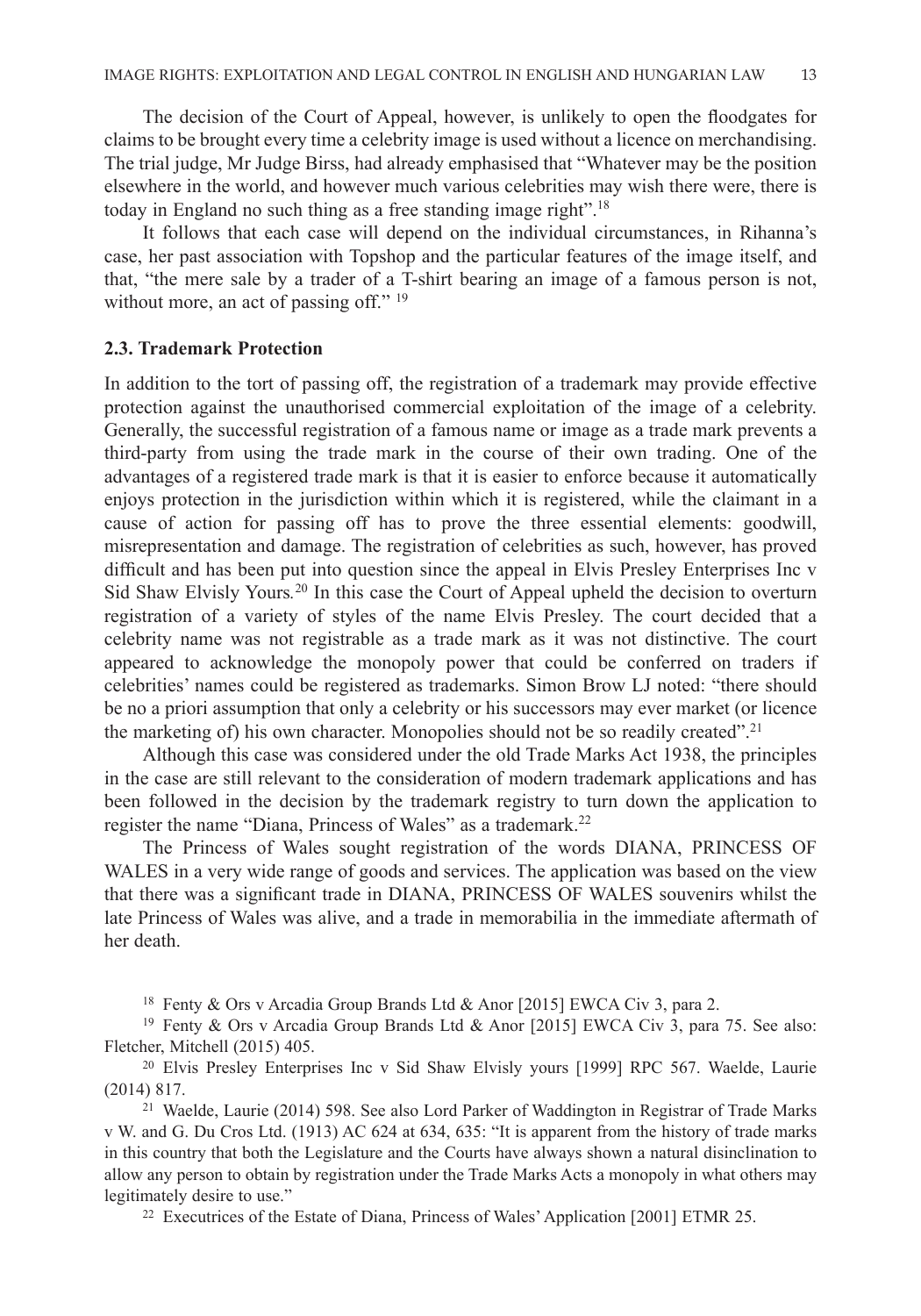The decision of the Court of Appeal, however, is unlikely to open the floodgates for claims to be brought every time a celebrity image is used without a licence on merchandising. The trial judge, Mr Judge Birss, had already emphasised that "Whatever may be the position elsewhere in the world, and however much various celebrities may wish there were, there is today in England no such thing as a free standing image right".[18]

It follows that each case will depend on the individual circumstances, in Rihanna's case, her past association with Topshop and the particular features of the image itself, and that, "the mere sale by a trader of a T-shirt bearing an image of a famous person is not, without more, an act of passing off." [19]

### 2.3. Trademark Protection

In addition to the tort of passing off, the registration of a trademark may provide effective protection against the unauthorised commercial exploitation of the image of a celebrity. Generally, the successful registration of a famous name or image as a trade mark prevents a third-party from using the trade mark in the course of their own trading. One of the advantages of a registered trade mark is that it is easier to enforce because it automatically enjoys protection in the jurisdiction within which it is registered, while the claimant in a cause of action for passing off has to prove the three essential elements: goodwill, misrepresentation and damage. The registration of celebrities as such, however, has proved difficult and has been put into question since the appeal in Elvis Presley Enterprises Inc v Sid Shaw Elvisly Yours.[20] In this case the Court of Appeal upheld the decision to overturn registration of a variety of styles of the name Elvis Presley. The court decided that a celebrity name was not registrable as a trade mark as it was not distinctive. The court appeared to acknowledge the monopoly power that could be conferred on traders if celebrities' names could be registered as trademarks. Simon Brow LJ noted: "there should be no a priori assumption that only a celebrity or his successors may ever market (or licence the marketing of) his own character. Monopolies should not be so readily created".[21]

Although this case was considered under the old Trade Marks Act 1938, the principles in the case are still relevant to the consideration of modern trademark applications and has been followed in the decision by the trademark registry to turn down the application to register the name "Diana, Princess of Wales" as a trademark.[22]

The Princess of Wales sought registration of the words DIANA, PRINCESS OF WALES in a very wide range of goods and services. The application was based on the view that there was a significant trade in DIANA, PRINCESS OF WALES souvenirs whilst the late Princess of Wales was alive, and a trade in memorabilia in the immediate aftermath of her death.

[18] Fenty & Ors v Arcadia Group Brands Ltd & Anor [2015] EWCA Civ 3, para 2.

[19] Fenty & Ors v Arcadia Group Brands Ltd & Anor [2015] EWCA Civ 3, para 75. See also: Fletcher, Mitchell (2015) 405.

[20] Elvis Presley Enterprises Inc v Sid Shaw Elvisly yours [1999] RPC 567. Waelde, Laurie (2014) 817.

[21] Waelde, Laurie (2014) 598. See also Lord Parker of Waddington in Registrar of Trade Marks v W. and G. Du Cros Ltd. (1913) AC 624 at 634, 635: "It is apparent from the history of trade marks in this country that both the Legislature and the Courts have always shown a natural disinclination to allow any person to obtain by registration under the Trade Marks Acts a monopoly in what others may legitimately desire to use."

[22] Executrices of the Estate of Diana, Princess of Wales' Application [2001] ETMR 25.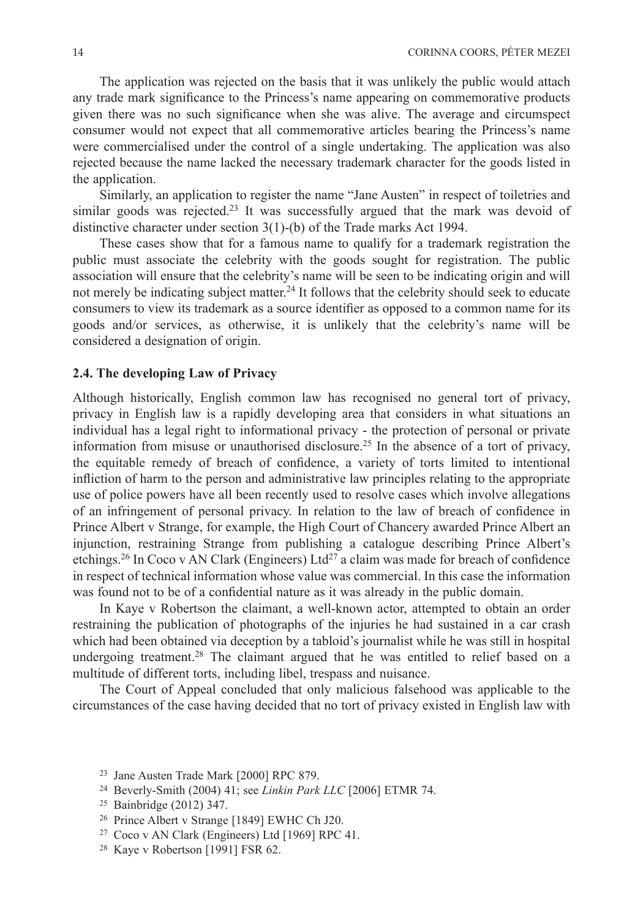The application was rejected on the basis that it was unlikely the public would attach any trade mark significance to the Princess's name appearing on commemorative products given there was no such significance when she was alive. The average and circumspect consumer would not expect that all commemorative articles bearing the Princess's name were commercialised under the control of a single undertaking. The application was also rejected because the name lacked the necessary trademark character for the goods listed in the application.

Similarly, an application to register the name "Jane Austen" in respect of toiletries and similar goods was rejected.[23] It was successfully argued that the mark was devoid of distinctive character under section 3(1)-(b) of the Trade marks Act 1994.

These cases show that for a famous name to qualify for a trademark registration the public must associate the celebrity with the goods sought for registration. The public association will ensure that the celebrity's name will be seen to be indicating origin and will not merely be indicating subject matter.[24] It follows that the celebrity should seek to educate consumers to view its trademark as a source identifier as opposed to a common name for its goods and/or services, as otherwise, it is unlikely that the celebrity's name will be considered a designation of origin.

### 2.4. The developing Law of Privacy

Although historically, English common law has recognised no general tort of privacy, privacy in English law is a rapidly developing area that considers in what situations an individual has a legal right to informational privacy - the protection of personal or private information from misuse or unauthorised disclosure.[25] In the absence of a tort of privacy, the equitable remedy of breach of confidence, a variety of torts limited to intentional infliction of harm to the person and administrative law principles relating to the appropriate use of police powers have all been recently used to resolve cases which involve allegations of an infringement of personal privacy. In relation to the law of breach of confidence in Prince Albert v Strange, for example, the High Court of Chancery awarded Prince Albert an injunction, restraining Strange from publishing a catalogue describing Prince Albert's etchings.[26] In Coco v AN Clark (Engineers) Ltd[27] a claim was made for breach of confidence in respect of technical information whose value was commercial. In this case the information was found not to be of a confidential nature as it was already in the public domain.

In Kaye v Robertson the claimant, a well-known actor, attempted to obtain an order restraining the publication of photographs of the injuries he had sustained in a car crash which had been obtained via deception by a tabloid's journalist while he was still in hospital undergoing treatment.[28] The claimant argued that he was entitled to relief based on a multitude of different torts, including libel, trespass and nuisance.

The Court of Appeal concluded that only malicious falsehood was applicable to the circumstances of the case having decided that no tort of privacy existed in English law with

[23] Jane Austen Trade Mark [2000] RPC 879.

[24] Beverly-Smith (2004) 41; see *Linkin Park LLC* [2006] ETMR 74.

[25] Bainbridge (2012) 347.

[26] Prince Albert v Strange [1849] EWHC Ch J20.

[27] Coco v AN Clark (Engineers) Ltd [1969] RPC 41.

[28] Kaye v Robertson [1991] FSR 62.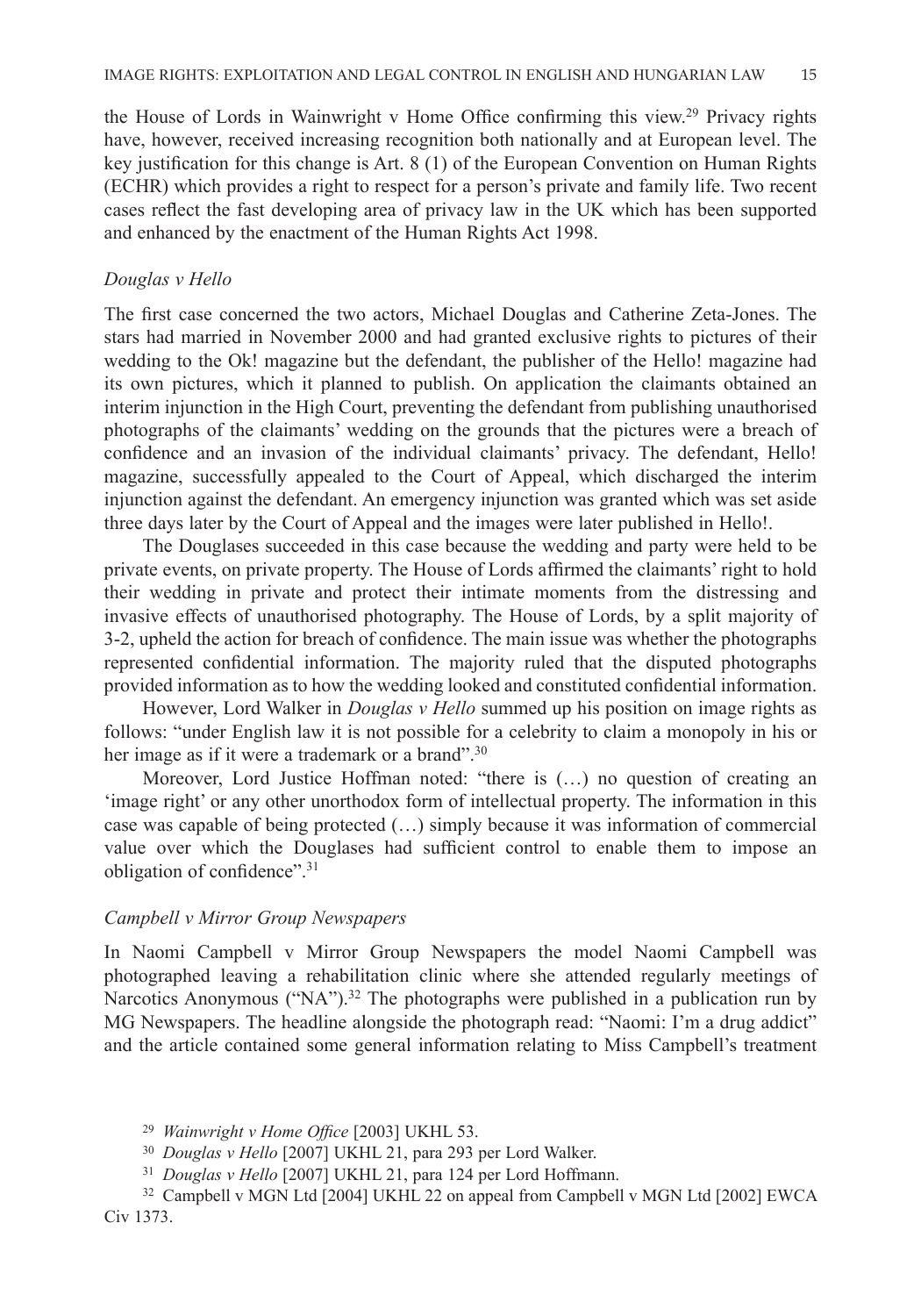the House of Lords in Wainwright v Home Office confirming this view.[29] Privacy rights have, however, received increasing recognition both nationally and at European level. The key justification for this change is Art. 8 (1) of the European Convention on Human Rights (ECHR) which provides a right to respect for a person's private and family life. Two recent cases reflect the fast developing area of privacy law in the UK which has been supported and enhanced by the enactment of the Human Rights Act 1998.

### *Douglas v Hello*

The first case concerned the two actors, Michael Douglas and Catherine Zeta-Jones. The stars had married in November 2000 and had granted exclusive rights to pictures of their wedding to the Ok! magazine but the defendant, the publisher of the Hello! magazine had its own pictures, which it planned to publish. On application the claimants obtained an interim injunction in the High Court, preventing the defendant from publishing unauthorised photographs of the claimants' wedding on the grounds that the pictures were a breach of confidence and an invasion of the individual claimants' privacy. The defendant, Hello! magazine, successfully appealed to the Court of Appeal, which discharged the interim injunction against the defendant. An emergency injunction was granted which was set aside three days later by the Court of Appeal and the images were later published in Hello!.

The Douglases succeeded in this case because the wedding and party were held to be private events, on private property. The House of Lords affirmed the claimants' right to hold their wedding in private and protect their intimate moments from the distressing and invasive effects of unauthorised photography. The House of Lords, by a split majority of 3-2, upheld the action for breach of confidence. The main issue was whether the photographs represented confidential information. The majority ruled that the disputed photographs provided information as to how the wedding looked and constituted confidential information.

However, Lord Walker in *Douglas v Hello* summed up his position on image rights as follows: "under English law it is not possible for a celebrity to claim a monopoly in his or her image as if it were a trademark or a brand".[30]

Moreover, Lord Justice Hoffman noted: "there is (…) no question of creating an 'image right' or any other unorthodox form of intellectual property. The information in this case was capable of being protected (…) simply because it was information of commercial value over which the Douglases had sufficient control to enable them to impose an obligation of confidence".[31]

### *Campbell v Mirror Group Newspapers*

In Naomi Campbell v Mirror Group Newspapers the model Naomi Campbell was photographed leaving a rehabilitation clinic where she attended regularly meetings of Narcotics Anonymous ("NA").[32] The photographs were published in a publication run by MG Newspapers. The headline alongside the photograph read: "Naomi: I'm a drug addict" and the article contained some general information relating to Miss Campbell's treatment

---

[29] *Wainwright v Home Office* [2003] UKHL 53.

[30] *Douglas v Hello* [2007] UKHL 21, para 293 per Lord Walker.

[31] *Douglas v Hello* [2007] UKHL 21, para 124 per Lord Hoffmann.

[32] Campbell v MGN Ltd [2004] UKHL 22 on appeal from Campbell v MGN Ltd [2002] EWCA Civ 1373.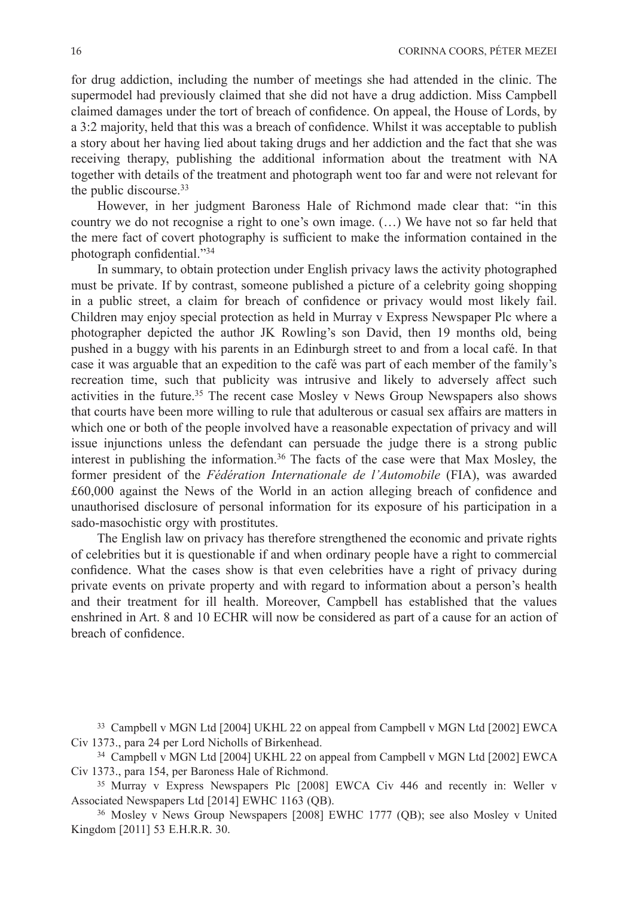for drug addiction, including the number of meetings she had attended in the clinic. The supermodel had previously claimed that she did not have a drug addiction. Miss Campbell claimed damages under the tort of breach of confidence. On appeal, the House of Lords, by a 3:2 majority, held that this was a breach of confidence. Whilst it was acceptable to publish a story about her having lied about taking drugs and her addiction and the fact that she was receiving therapy, publishing the additional information about the treatment with NA together with details of the treatment and photograph went too far and were not relevant for the public discourse.[33]

However, in her judgment Baroness Hale of Richmond made clear that: "in this country we do not recognise a right to one's own image. (…) We have not so far held that the mere fact of covert photography is sufficient to make the information contained in the photograph confidential."[34]

In summary, to obtain protection under English privacy laws the activity photographed must be private. If by contrast, someone published a picture of a celebrity going shopping in a public street, a claim for breach of confidence or privacy would most likely fail. Children may enjoy special protection as held in Murray v Express Newspaper Plc where a photographer depicted the author JK Rowling's son David, then 19 months old, being pushed in a buggy with his parents in an Edinburgh street to and from a local café. In that case it was arguable that an expedition to the café was part of each member of the family's recreation time, such that publicity was intrusive and likely to adversely affect such activities in the future.[35] The recent case Mosley v News Group Newspapers also shows that courts have been more willing to rule that adulterous or casual sex affairs are matters in which one or both of the people involved have a reasonable expectation of privacy and will issue injunctions unless the defendant can persuade the judge there is a strong public interest in publishing the information.[36] The facts of the case were that Max Mosley, the former president of the *Fédération Internationale de l'Automobile* (FIA), was awarded £60,000 against the News of the World in an action alleging breach of confidence and unauthorised disclosure of personal information for its exposure of his participation in a sado-masochistic orgy with prostitutes.

The English law on privacy has therefore strengthened the economic and private rights of celebrities but it is questionable if and when ordinary people have a right to commercial confidence. What the cases show is that even celebrities have a right of privacy during private events on private property and with regard to information about a person's health and their treatment for ill health. Moreover, Campbell has established that the values enshrined in Art. 8 and 10 ECHR will now be considered as part of a cause for an action of breach of confidence.

[33] Campbell v MGN Ltd [2004] UKHL 22 on appeal from Campbell v MGN Ltd [2002] EWCA Civ 1373., para 24 per Lord Nicholls of Birkenhead.

[34] Campbell v MGN Ltd [2004] UKHL 22 on appeal from Campbell v MGN Ltd [2002] EWCA Civ 1373., para 154, per Baroness Hale of Richmond.

[35] Murray v Express Newspapers Plc [2008] EWCA Civ 446 and recently in: Weller v Associated Newspapers Ltd [2014] EWHC 1163 (QB).

[36] Mosley v News Group Newspapers [2008] EWHC 1777 (QB); see also Mosley v United Kingdom [2011] 53 E.H.R.R. 30.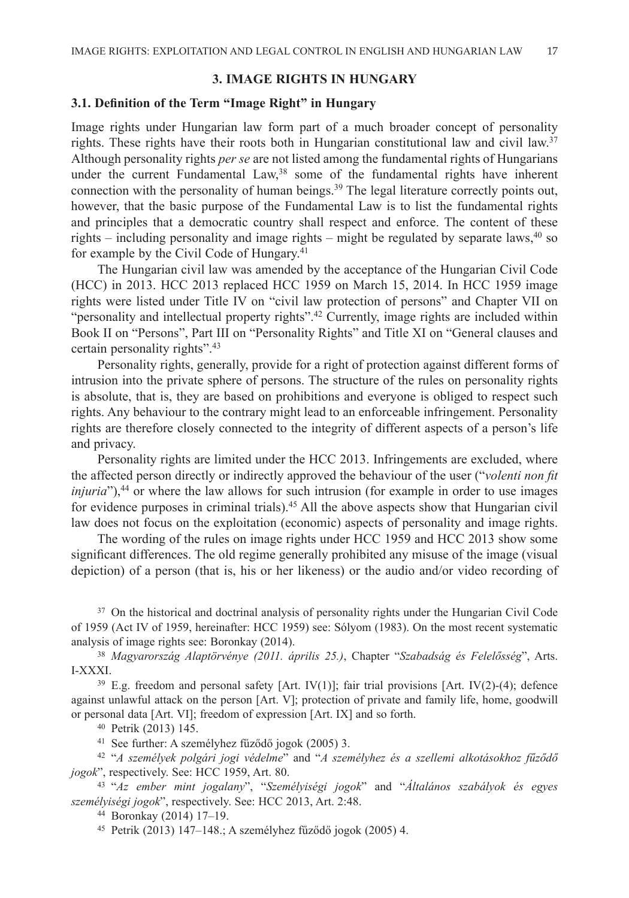## 3. IMAGE RIGHTS IN HUNGARY

### 3.1. Definition of the Term "Image Right" in Hungary

Image rights under Hungarian law form part of a much broader concept of personality rights. These rights have their roots both in Hungarian constitutional law and civil law.[37] Although personality rights *per se* are not listed among the fundamental rights of Hungarians under the current Fundamental Law,[38] some of the fundamental rights have inherent connection with the personality of human beings.[39] The legal literature correctly points out, however, that the basic purpose of the Fundamental Law is to list the fundamental rights and principles that a democratic country shall respect and enforce. The content of these rights – including personality and image rights – might be regulated by separate laws,[40] so for example by the Civil Code of Hungary.[41]

The Hungarian civil law was amended by the acceptance of the Hungarian Civil Code (HCC) in 2013. HCC 2013 replaced HCC 1959 on March 15, 2014. In HCC 1959 image rights were listed under Title IV on "civil law protection of persons" and Chapter VII on "personality and intellectual property rights".[42] Currently, image rights are included within Book II on "Persons", Part III on "Personality Rights" and Title XI on "General clauses and certain personality rights".[43]

Personality rights, generally, provide for a right of protection against different forms of intrusion into the private sphere of persons. The structure of the rules on personality rights is absolute, that is, they are based on prohibitions and everyone is obliged to respect such rights. Any behaviour to the contrary might lead to an enforceable infringement. Personality rights are therefore closely connected to the integrity of different aspects of a person's life and privacy.

Personality rights are limited under the HCC 2013. Infringements are excluded, where the affected person directly or indirectly approved the behaviour of the user ("*volenti non fit injuria*"),[44] or where the law allows for such intrusion (for example in order to use images for evidence purposes in criminal trials).[45] All the above aspects show that Hungarian civil law does not focus on the exploitation (economic) aspects of personality and image rights.

The wording of the rules on image rights under HCC 1959 and HCC 2013 show some significant differences. The old regime generally prohibited any misuse of the image (visual depiction) of a person (that is, his or her likeness) or the audio and/or video recording of

---

[37] On the historical and doctrinal analysis of personality rights under the Hungarian Civil Code of 1959 (Act IV of 1959, hereinafter: HCC 1959) see: Sólyom (1983). On the most recent systematic analysis of image rights see: Boronkay (2014).

[38] *Magyarország Alaptörvénye (2011. április 25.)*, Chapter "*Szabadság és Felelősség*", Arts. I-XXXI.

[39] E.g. freedom and personal safety [Art. IV(1)]; fair trial provisions [Art. IV(2)-(4); defence against unlawful attack on the person [Art. V]; protection of private and family life, home, goodwill or personal data [Art. VI]; freedom of expression [Art. IX] and so forth.

[40] Petrik (2013) 145.

[41] See further: A személyhez fűződő jogok (2005) 3.

[42] "*A személyek polgári jogi védelme*" and "*A személyhez és a szellemi alkotásokhoz fűződő jogok*", respectively. See: HCC 1959, Art. 80.

[43] "*Az ember mint jogalany*", "*Személyiségi jogok*" and "*Általános szabályok és egyes személyiségi jogok*", respectively. See: HCC 2013, Art. 2:48.

[44] Boronkay (2014) 17–19.

[45] Petrik (2013) 147–148.; A személyhez fűződő jogok (2005) 4.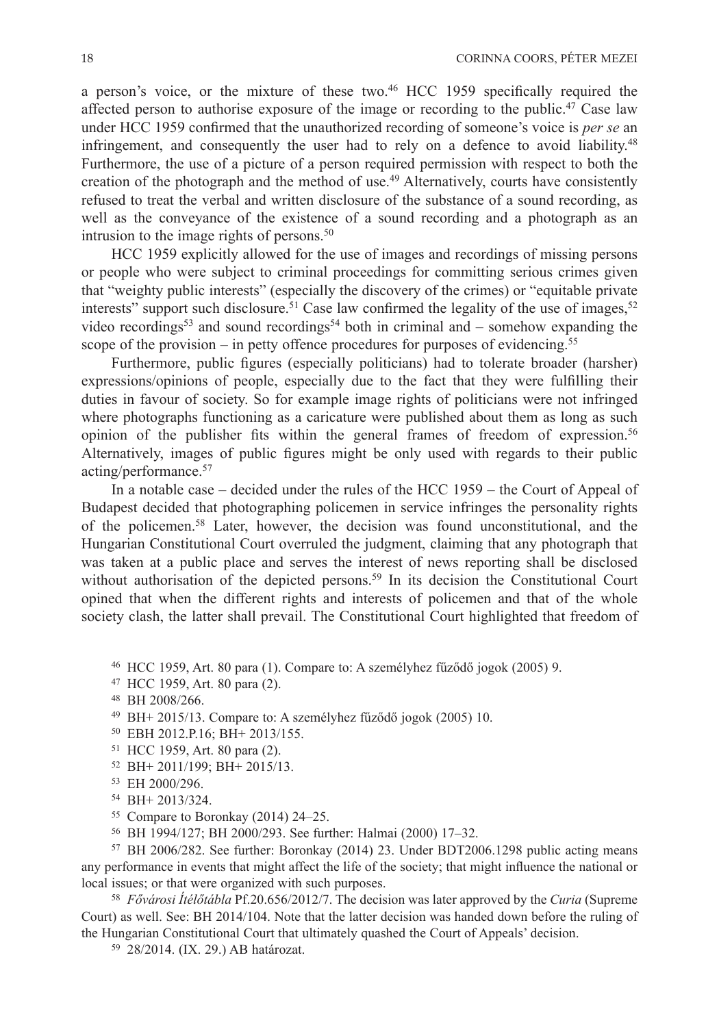a person's voice, or the mixture of these two.[46] HCC 1959 specifically required the affected person to authorise exposure of the image or recording to the public.[47] Case law under HCC 1959 confirmed that the unauthorized recording of someone's voice is *per se* an infringement, and consequently the user had to rely on a defence to avoid liability.[48] Furthermore, the use of a picture of a person required permission with respect to both the creation of the photograph and the method of use.[49] Alternatively, courts have consistently refused to treat the verbal and written disclosure of the substance of a sound recording, as well as the conveyance of the existence of a sound recording and a photograph as an intrusion to the image rights of persons.[50]

HCC 1959 explicitly allowed for the use of images and recordings of missing persons or people who were subject to criminal proceedings for committing serious crimes given that "weighty public interests" (especially the discovery of the crimes) or "equitable private interests" support such disclosure.[51] Case law confirmed the legality of the use of images,[52] video recordings[53] and sound recordings[54] both in criminal and – somehow expanding the scope of the provision – in petty offence procedures for purposes of evidencing.[55]

Furthermore, public figures (especially politicians) had to tolerate broader (harsher) expressions/opinions of people, especially due to the fact that they were fulfilling their duties in favour of society. So for example image rights of politicians were not infringed where photographs functioning as a caricature were published about them as long as such opinion of the publisher fits within the general frames of freedom of expression.[56] Alternatively, images of public figures might be only used with regards to their public acting/performance.[57]

In a notable case – decided under the rules of the HCC 1959 – the Court of Appeal of Budapest decided that photographing policemen in service infringes the personality rights of the policemen.[58] Later, however, the decision was found unconstitutional, and the Hungarian Constitutional Court overruled the judgment, claiming that any photograph that was taken at a public place and serves the interest of news reporting shall be disclosed without authorisation of the depicted persons.[59] In its decision the Constitutional Court opined that when the different rights and interests of policemen and that of the whole society clash, the latter shall prevail. The Constitutional Court highlighted that freedom of

[46] HCC 1959, Art. 80 para (1). Compare to: A személyhez fűződő jogok (2005) 9.

[47] HCC 1959, Art. 80 para (2).

[48] BH 2008/266.

[49] BH+ 2015/13. Compare to: A személyhez fűződő jogok (2005) 10.

[50] EBH 2012.P.16; BH+ 2013/155.

[51] HCC 1959, Art. 80 para (2).

[52] BH+ 2011/199; BH+ 2015/13.

[53] EH 2000/296.

[54] BH+ 2013/324.

[55] Compare to Boronkay (2014) 24–25.

[56] BH 1994/127; BH 2000/293. See further: Halmai (2000) 17–32.

[57] BH 2006/282. See further: Boronkay (2014) 23. Under BDT2006.1298 public acting means any performance in events that might affect the life of the society; that might influence the national or local issues; or that were organized with such purposes.

[58] *Fővárosi Ítélőtábla* Pf.20.656/2012/7. The decision was later approved by the *Curia* (Supreme Court) as well. See: BH 2014/104. Note that the latter decision was handed down before the ruling of the Hungarian Constitutional Court that ultimately quashed the Court of Appeals' decision.

[59] 28/2014. (IX. 29.) AB határozat.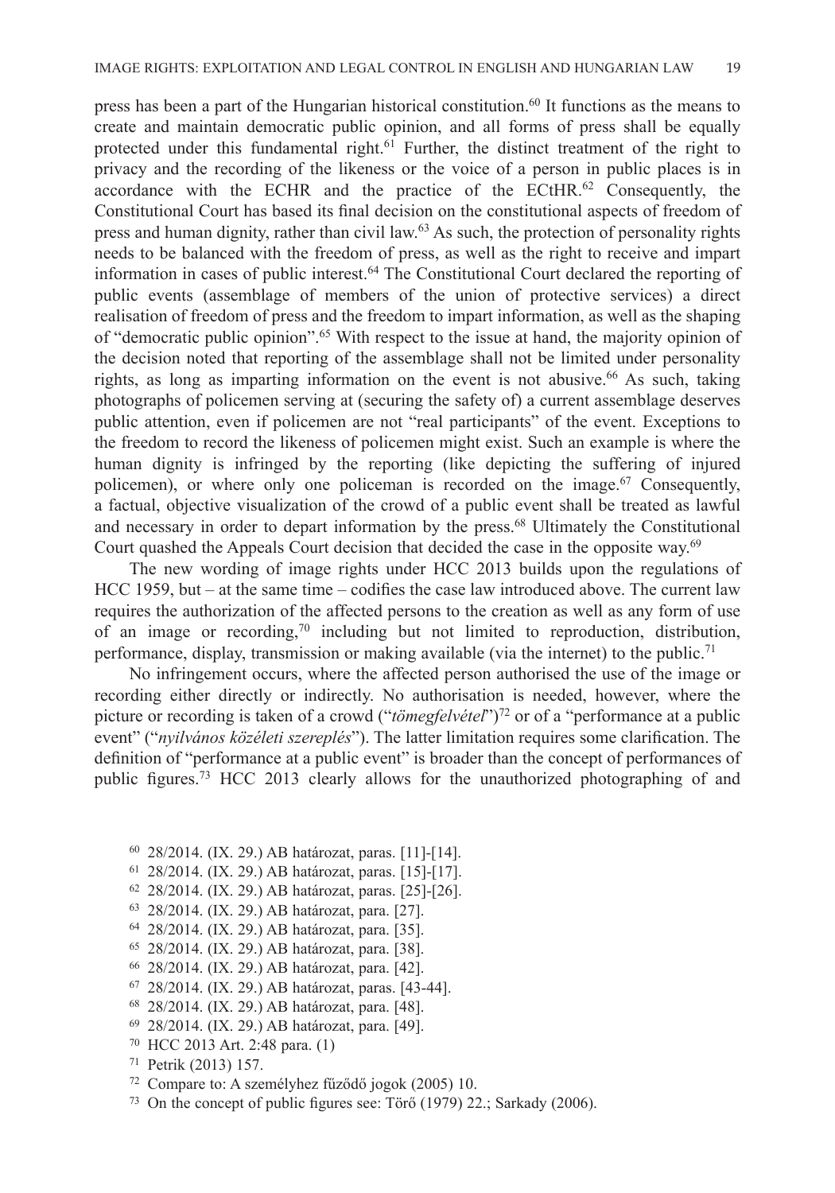press has been a part of the Hungarian historical constitution.[60] It functions as the means to create and maintain democratic public opinion, and all forms of press shall be equally protected under this fundamental right.[61] Further, the distinct treatment of the right to privacy and the recording of the likeness or the voice of a person in public places is in accordance with the ECHR and the practice of the ECtHR.[62] Consequently, the Constitutional Court has based its final decision on the constitutional aspects of freedom of press and human dignity, rather than civil law.[63] As such, the protection of personality rights needs to be balanced with the freedom of press, as well as the right to receive and impart information in cases of public interest.[64] The Constitutional Court declared the reporting of public events (assemblage of members of the union of protective services) a direct realisation of freedom of press and the freedom to impart information, as well as the shaping of "democratic public opinion".[65] With respect to the issue at hand, the majority opinion of the decision noted that reporting of the assemblage shall not be limited under personality rights, as long as imparting information on the event is not abusive.[66] As such, taking photographs of policemen serving at (securing the safety of) a current assemblage deserves public attention, even if policemen are not "real participants" of the event. Exceptions to the freedom to record the likeness of policemen might exist. Such an example is where the human dignity is infringed by the reporting (like depicting the suffering of injured policemen), or where only one policeman is recorded on the image.[67] Consequently, a factual, objective visualization of the crowd of a public event shall be treated as lawful and necessary in order to depart information by the press.[68] Ultimately the Constitutional Court quashed the Appeals Court decision that decided the case in the opposite way.[69]

The new wording of image rights under HCC 2013 builds upon the regulations of HCC 1959, but – at the same time – codifies the case law introduced above. The current law requires the authorization of the affected persons to the creation as well as any form of use of an image or recording,[70] including but not limited to reproduction, distribution, performance, display, transmission or making available (via the internet) to the public.[71]

No infringement occurs, where the affected person authorised the use of the image or recording either directly or indirectly. No authorisation is needed, however, where the picture or recording is taken of a crowd ("*tömegfelvétel*")[72] or of a "performance at a public event" ("*nyilvános közéleti szereplés*"). The latter limitation requires some clarification. The definition of "performance at a public event" is broader than the concept of performances of public figures.[73] HCC 2013 clearly allows for the unauthorized photographing of and

[60] 28/2014. (IX. 29.) AB határozat, paras. [11]-[14].

[61] 28/2014. (IX. 29.) AB határozat, paras. [15]-[17].

[62] 28/2014. (IX. 29.) AB határozat, paras. [25]-[26].

[63] 28/2014. (IX. 29.) AB határozat, para. [27].

[64] 28/2014. (IX. 29.) AB határozat, para. [35].

[65] 28/2014. (IX. 29.) AB határozat, para. [38].

[66] 28/2014. (IX. 29.) AB határozat, para. [42].

[67] 28/2014. (IX. 29.) AB határozat, paras. [43-44].

[68] 28/2014. (IX. 29.) AB határozat, para. [48].

[69] 28/2014. (IX. 29.) AB határozat, para. [49].

[70] HCC 2013 Art. 2:48 para. (1)

[71] Petrik (2013) 157.

[72] Compare to: A személyhez fűződő jogok (2005) 10.

[73] On the concept of public figures see: Törő (1979) 22.; Sarkady (2006).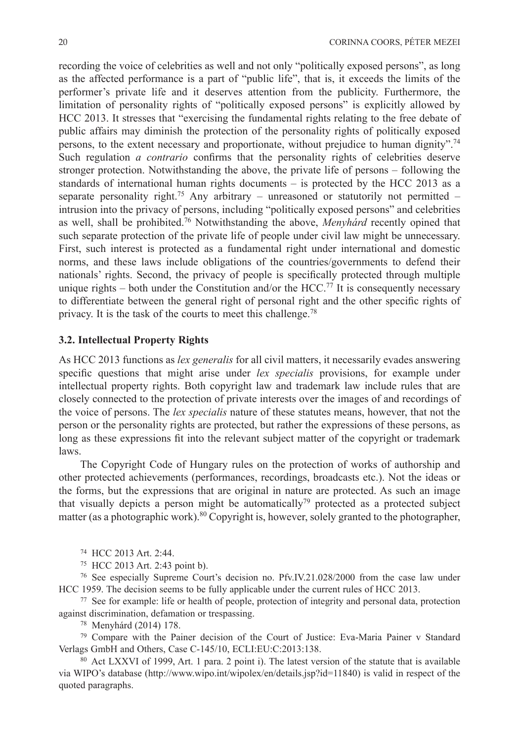recording the voice of celebrities as well and not only "politically exposed persons", as long as the affected performance is a part of "public life", that is, it exceeds the limits of the performer's private life and it deserves attention from the publicity. Furthermore, the limitation of personality rights of "politically exposed persons" is explicitly allowed by HCC 2013. It stresses that "exercising the fundamental rights relating to the free debate of public affairs may diminish the protection of the personality rights of politically exposed persons, to the extent necessary and proportionate, without prejudice to human dignity".[74] Such regulation *a contrario* confirms that the personality rights of celebrities deserve stronger protection. Notwithstanding the above, the private life of persons – following the standards of international human rights documents – is protected by the HCC 2013 as a separate personality right.[75] Any arbitrary – unreasoned or statutorily not permitted – intrusion into the privacy of persons, including "politically exposed persons" and celebrities as well, shall be prohibited.[76] Notwithstanding the above, *Menyhárd* recently opined that such separate protection of the private life of people under civil law might be unnecessary. First, such interest is protected as a fundamental right under international and domestic norms, and these laws include obligations of the countries/governments to defend their nationals' rights. Second, the privacy of people is specifically protected through multiple unique rights – both under the Constitution and/or the HCC.[77] It is consequently necessary to differentiate between the general right of personal right and the other specific rights of privacy. It is the task of the courts to meet this challenge.[78]

### 3.2. Intellectual Property Rights

As HCC 2013 functions as *lex generalis* for all civil matters, it necessarily evades answering specific questions that might arise under *lex specialis* provisions, for example under intellectual property rights. Both copyright law and trademark law include rules that are closely connected to the protection of private interests over the images of and recordings of the voice of persons. The *lex specialis* nature of these statutes means, however, that not the person or the personality rights are protected, but rather the expressions of these persons, as long as these expressions fit into the relevant subject matter of the copyright or trademark laws.

The Copyright Code of Hungary rules on the protection of works of authorship and other protected achievements (performances, recordings, broadcasts etc.). Not the ideas or the forms, but the expressions that are original in nature are protected. As such an image that visually depicts a person might be automatically[79] protected as a protected subject matter (as a photographic work).[80] Copyright is, however, solely granted to the photographer,

[74] HCC 2013 Art. 2:44.

[75] HCC 2013 Art. 2:43 point b).

[76] See especially Supreme Court's decision no. Pfv.IV.21.028/2000 from the case law under HCC 1959. The decision seems to be fully applicable under the current rules of HCC 2013.

[77] See for example: life or health of people, protection of integrity and personal data, protection against discrimination, defamation or trespassing.

[78] Menyhárd (2014) 178.

[79] Compare with the Painer decision of the Court of Justice: Eva-Maria Painer v Standard Verlags GmbH and Others, Case C-145/10, ECLI:EU:C:2013:138.

[80] Act LXXVI of 1999, Art. 1 para. 2 point i). The latest version of the statute that is available via WIPO's database (http://www.wipo.int/wipolex/en/details.jsp?id=11840) is valid in respect of the quoted paragraphs.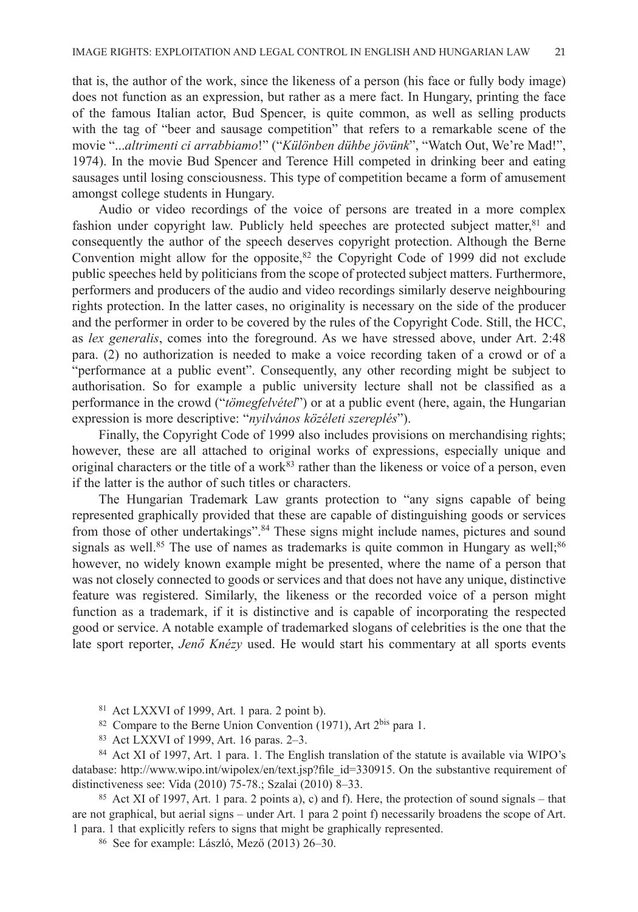that is, the author of the work, since the likeness of a person (his face or fully body image) does not function as an expression, but rather as a mere fact. In Hungary, printing the face of the famous Italian actor, Bud Spencer, is quite common, as well as selling products with the tag of "beer and sausage competition" that refers to a remarkable scene of the movie "*...altrimenti ci arrabbiamo*!" ("*Különben dühbe jövünk*", "Watch Out, We're Mad!", 1974). In the movie Bud Spencer and Terence Hill competed in drinking beer and eating sausages until losing consciousness. This type of competition became a form of amusement amongst college students in Hungary.

Audio or video recordings of the voice of persons are treated in a more complex fashion under copyright law. Publicly held speeches are protected subject matter,[81] and consequently the author of the speech deserves copyright protection. Although the Berne Convention might allow for the opposite,[82] the Copyright Code of 1999 did not exclude public speeches held by politicians from the scope of protected subject matters. Furthermore, performers and producers of the audio and video recordings similarly deserve neighbouring rights protection. In the latter cases, no originality is necessary on the side of the producer and the performer in order to be covered by the rules of the Copyright Code. Still, the HCC, as *lex generalis*, comes into the foreground. As we have stressed above, under Art. 2:48 para. (2) no authorization is needed to make a voice recording taken of a crowd or of a "performance at a public event". Consequently, any other recording might be subject to authorisation. So for example a public university lecture shall not be classified as a performance in the crowd ("*tömegfelvétel*") or at a public event (here, again, the Hungarian expression is more descriptive: "*nyilvános közéleti szereplés*").

Finally, the Copyright Code of 1999 also includes provisions on merchandising rights; however, these are all attached to original works of expressions, especially unique and original characters or the title of a work[83] rather than the likeness or voice of a person, even if the latter is the author of such titles or characters.

The Hungarian Trademark Law grants protection to "any signs capable of being represented graphically provided that these are capable of distinguishing goods or services from those of other undertakings".[84] These signs might include names, pictures and sound signals as well.[85] The use of names as trademarks is quite common in Hungary as well;[86] however, no widely known example might be presented, where the name of a person that was not closely connected to goods or services and that does not have any unique, distinctive feature was registered. Similarly, the likeness or the recorded voice of a person might function as a trademark, if it is distinctive and is capable of incorporating the respected good or service. A notable example of trademarked slogans of celebrities is the one that the late sport reporter, *Jenő Knézy* used. He would start his commentary at all sports events

[81] Act LXXVI of 1999, Art. 1 para. 2 point b).

[82] Compare to the Berne Union Convention (1971), Art 2[bis] para 1.

[83] Act LXXVI of 1999, Art. 16 paras. 2–3.

[84] Act XI of 1997, Art. 1 para. 1. The English translation of the statute is available via WIPO's database: http://www.wipo.int/wipolex/en/text.jsp?file_id=330915. On the substantive requirement of distinctiveness see: Vida (2010) 75-78.; Szalai (2010) 8–33.

[85] Act XI of 1997, Art. 1 para. 2 points a), c) and f). Here, the protection of sound signals – that are not graphical, but aerial signs – under Art. 1 para 2 point f) necessarily broadens the scope of Art. 1 para. 1 that explicitly refers to signs that might be graphically represented.

[86] See for example: László, Mező (2013) 26–30.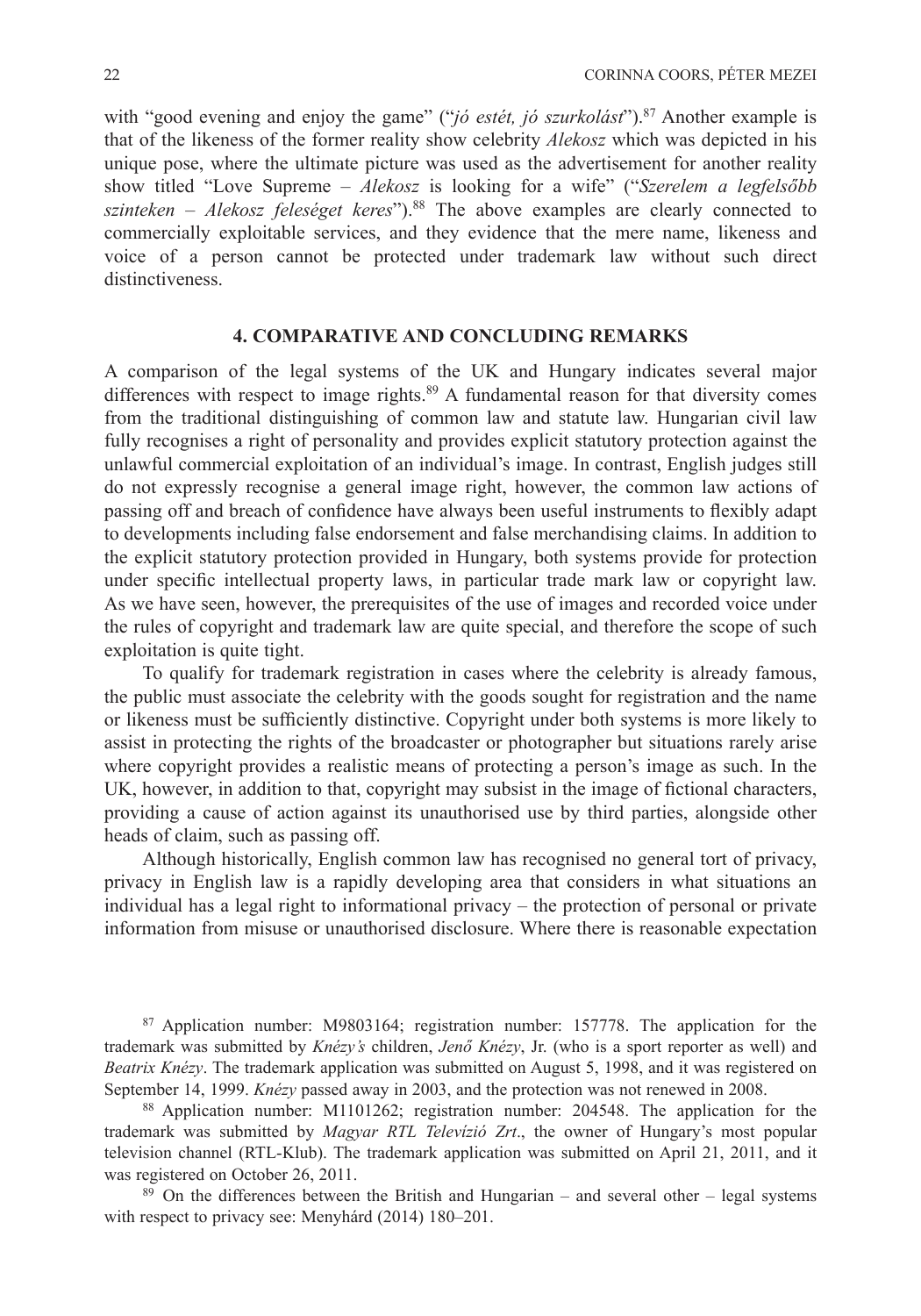with "good evening and enjoy the game" ("*jó estét, jó szurkolást*").[87] Another example is that of the likeness of the former reality show celebrity *Alekosz* which was depicted in his unique pose, where the ultimate picture was used as the advertisement for another reality show titled "Love Supreme – *Alekosz* is looking for a wife" ("*Szerelem a legfelsőbb szinteken – Alekosz feleséget keres*").[88] The above examples are clearly connected to commercially exploitable services, and they evidence that the mere name, likeness and voice of a person cannot be protected under trademark law without such direct distinctiveness.

## 4. COMPARATIVE AND CONCLUDING REMARKS

A comparison of the legal systems of the UK and Hungary indicates several major differences with respect to image rights.[89] A fundamental reason for that diversity comes from the traditional distinguishing of common law and statute law. Hungarian civil law fully recognises a right of personality and provides explicit statutory protection against the unlawful commercial exploitation of an individual's image. In contrast, English judges still do not expressly recognise a general image right, however, the common law actions of passing off and breach of confidence have always been useful instruments to flexibly adapt to developments including false endorsement and false merchandising claims. In addition to the explicit statutory protection provided in Hungary, both systems provide for protection under specific intellectual property laws, in particular trade mark law or copyright law. As we have seen, however, the prerequisites of the use of images and recorded voice under the rules of copyright and trademark law are quite special, and therefore the scope of such exploitation is quite tight.

To qualify for trademark registration in cases where the celebrity is already famous, the public must associate the celebrity with the goods sought for registration and the name or likeness must be sufficiently distinctive. Copyright under both systems is more likely to assist in protecting the rights of the broadcaster or photographer but situations rarely arise where copyright provides a realistic means of protecting a person's image as such. In the UK, however, in addition to that, copyright may subsist in the image of fictional characters, providing a cause of action against its unauthorised use by third parties, alongside other heads of claim, such as passing off.

Although historically, English common law has recognised no general tort of privacy, privacy in English law is a rapidly developing area that considers in what situations an individual has a legal right to informational privacy – the protection of personal or private information from misuse or unauthorised disclosure. Where there is reasonable expectation

[87] Application number: M9803164; registration number: 157778. The application for the trademark was submitted by *Knézy's* children, *Jenő Knézy*, Jr. (who is a sport reporter as well) and *Beatrix Knézy*. The trademark application was submitted on August 5, 1998, and it was registered on September 14, 1999. *Knézy* passed away in 2003, and the protection was not renewed in 2008.

[88] Application number: M1101262; registration number: 204548. The application for the trademark was submitted by *Magyar RTL Televízió Zrt*., the owner of Hungary's most popular television channel (RTL-Klub). The trademark application was submitted on April 21, 2011, and it was registered on October 26, 2011.

[89] On the differences between the British and Hungarian – and several other – legal systems with respect to privacy see: Menyhárd (2014) 180–201.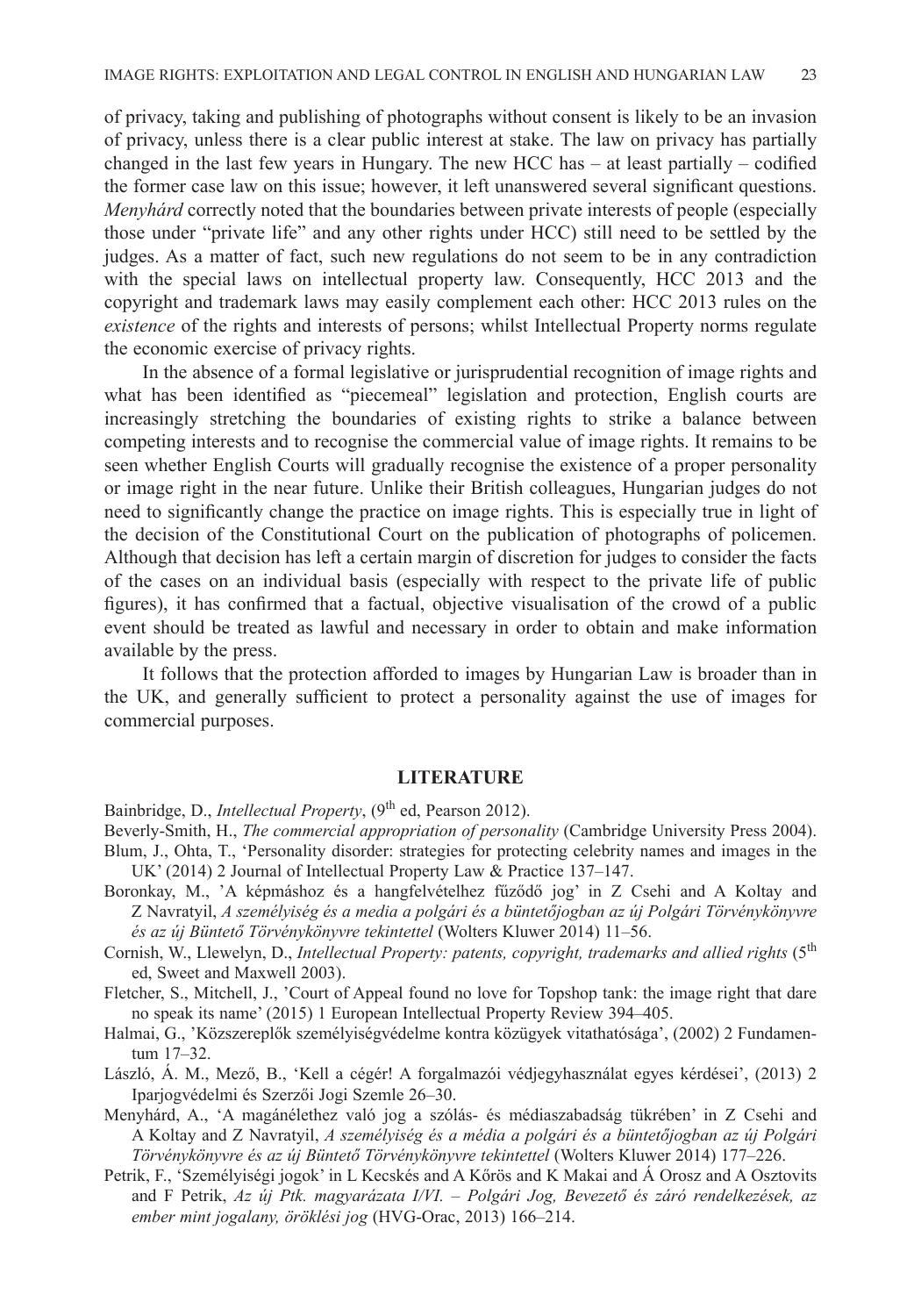of privacy, taking and publishing of photographs without consent is likely to be an invasion of privacy, unless there is a clear public interest at stake. The law on privacy has partially changed in the last few years in Hungary. The new HCC has – at least partially – codified the former case law on this issue; however, it left unanswered several significant questions. *Menyhárd* correctly noted that the boundaries between private interests of people (especially those under "private life" and any other rights under HCC) still need to be settled by the judges. As a matter of fact, such new regulations do not seem to be in any contradiction with the special laws on intellectual property law. Consequently, HCC 2013 and the copyright and trademark laws may easily complement each other: HCC 2013 rules on the *existence* of the rights and interests of persons; whilst Intellectual Property norms regulate the economic exercise of privacy rights.

In the absence of a formal legislative or jurisprudential recognition of image rights and what has been identified as "piecemeal" legislation and protection, English courts are increasingly stretching the boundaries of existing rights to strike a balance between competing interests and to recognise the commercial value of image rights. It remains to be seen whether English Courts will gradually recognise the existence of a proper personality or image right in the near future. Unlike their British colleagues, Hungarian judges do not need to significantly change the practice on image rights. This is especially true in light of the decision of the Constitutional Court on the publication of photographs of policemen. Although that decision has left a certain margin of discretion for judges to consider the facts of the cases on an individual basis (especially with respect to the private life of public figures), it has confirmed that a factual, objective visualisation of the crowd of a public event should be treated as lawful and necessary in order to obtain and make information available by the press.

It follows that the protection afforded to images by Hungarian Law is broader than in the UK, and generally sufficient to protect a personality against the use of images for commercial purposes.

## LITERATURE

Bainbridge, D., *Intellectual Property*, (9th ed, Pearson 2012).

Beverly-Smith, H., *The commercial appropriation of personality* (Cambridge University Press 2004).

Blum, J., Ohta, T., 'Personality disorder: strategies for protecting celebrity names and images in the UK' (2014) 2 Journal of Intellectual Property Law & Practice 137–147.

Boronkay, M., 'A képmáshoz és a hangfelvételhez fűződő jog' in Z Csehi and A Koltay and Z Navratyil, *A személyiség és a media a polgári és a büntetőjogban az új Polgári Törvénykönyvre és az új Büntető Törvénykönyvre tekintettel* (Wolters Kluwer 2014) 11–56.

Cornish, W., Llewelyn, D., *Intellectual Property: patents, copyright, trademarks and allied rights* (5th ed, Sweet and Maxwell 2003).

Fletcher, S., Mitchell, J., 'Court of Appeal found no love for Topshop tank: the image right that dare no speak its name' (2015) 1 European Intellectual Property Review 394–405.

Halmai, G., 'Közszereplők személyiségvédelme kontra közügyek vitathatósága', (2002) 2 Fundamentum 17–32.

László, Á. M., Mező, B., 'Kell a cégér! A forgalmazói védjegyhasználat egyes kérdései', (2013) 2 Iparjogvédelmi és Szerzői Jogi Szemle 26–30.

Menyhárd, A., 'A magánélethez való jog a szólás- és médiaszabadság tükrében' in Z Csehi and A Koltay and Z Navratyil, *A személyiség és a média a polgári és a büntetőjogban az új Polgári Törvénykönyvre és az új Büntető Törvénykönyvre tekintettel* (Wolters Kluwer 2014) 177–226.

Petrik, F., 'Személyiségi jogok' in L Kecskés and A Kőrös and K Makai and Á Orosz and A Osztovits and F Petrik, *Az új Ptk. magyarázata I/VI. – Polgári Jog, Bevezető és záró rendelkezések, az ember mint jogalany, öröklési jog* (HVG-Orac, 2013) 166–214.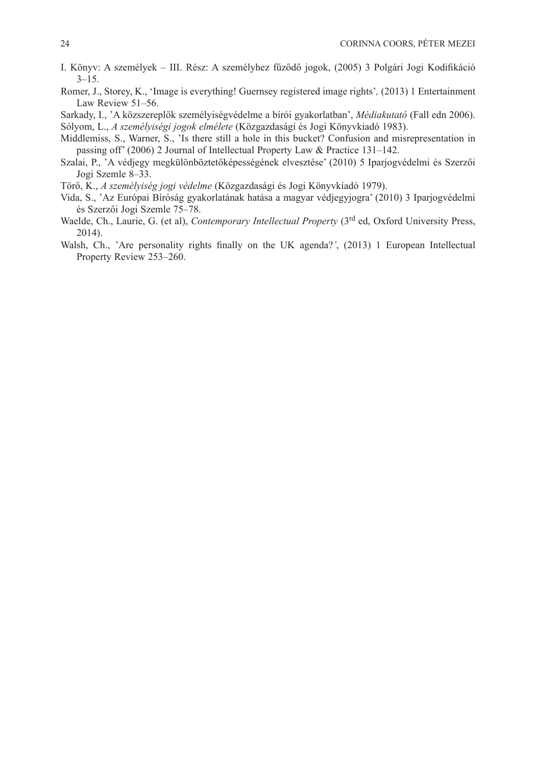I. Könyv: A személyek – III. Rész: A személyhez fűződő jogok, (2005) 3 Polgári Jogi Kodifikáció 3–15.

Romer, J., Storey, K., 'Image is everything! Guernsey registered image rights', (2013) 1 Entertainment Law Review 51–56.

Sarkady, I., 'A közszereplők személyiségvédelme a bírói gyakorlatban', *Médiakutató* (Fall edn 2006).

Sólyom, L., *A személyiségi jogok elmélete* (Közgazdasági és Jogi Könyvkiadó 1983).

Middlemiss, S., Warner, S., 'Is there still a hole in this bucket? Confusion and misrepresentation in passing off' (2006) 2 Journal of Intellectual Property Law & Practice 131–142.

Szalai, P., 'A védjegy megkülönböztetőképességének elvesztése' (2010) 5 Iparjogvédelmi és Szerzői Jogi Szemle 8–33.

Törő, K., *A személyiség jogi védelme* (Közgazdasági és Jogi Könyvkiadó 1979).

Vida, S., 'Az Európai Bíróság gyakorlatának hatása a magyar védjegyjogra' (2010) 3 Iparjogvédelmi és Szerzői Jogi Szemle 75–78.

Waelde, Ch., Laurie, G. (et al), *Contemporary Intellectual Property* (3rd ed, Oxford University Press, 2014).

Walsh, Ch., 'Are personality rights finally on the UK agenda?', (2013) 1 European Intellectual Property Review 253–260.